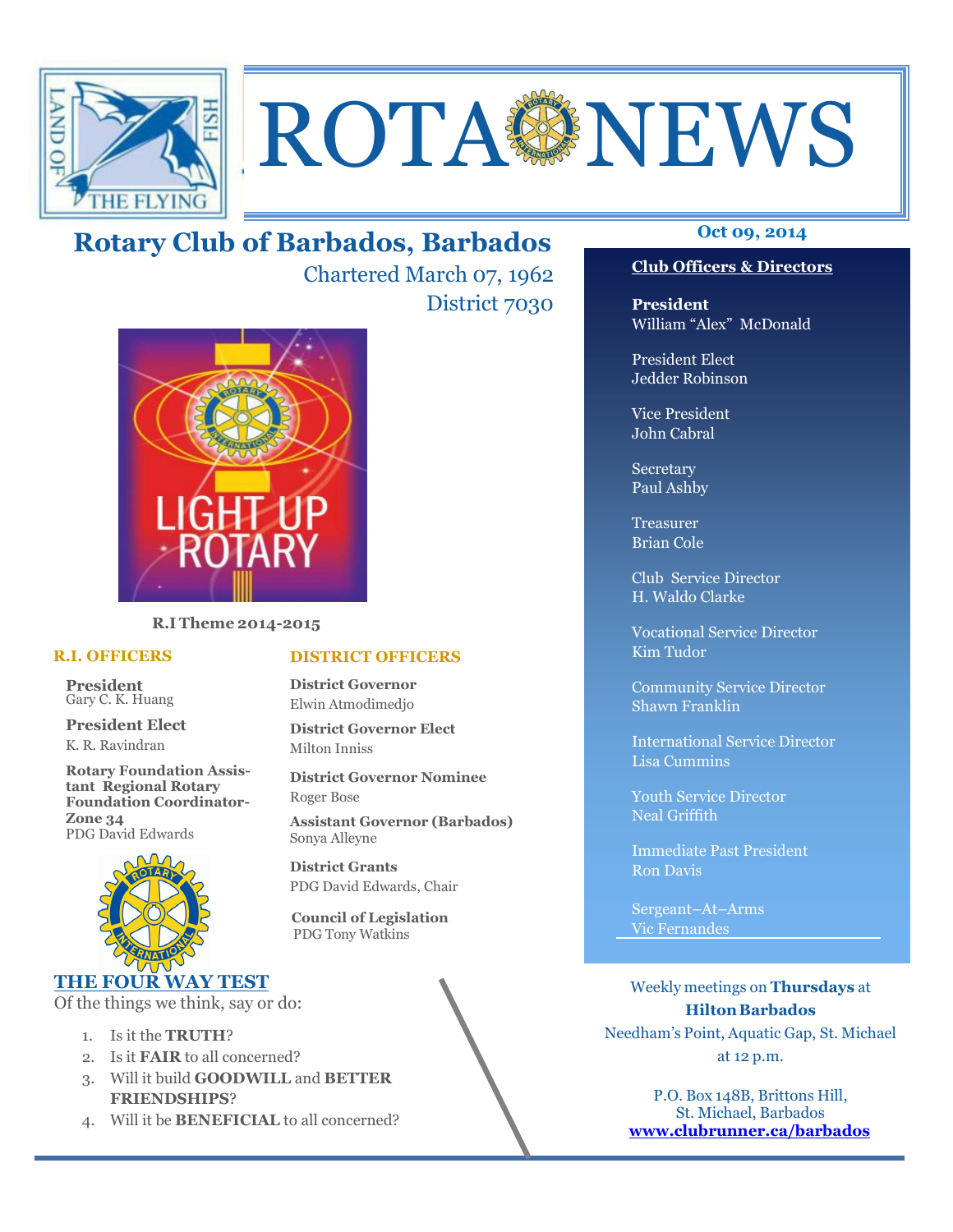# ROTA NEWS

## Rotary Club of Barbados, Barbados

Chartered March 07, 1962

District 7030

**Oct 09, 2014**

R.I Theme 2014-2015

### R.I. OFFICERS

**President**
Gary C. K. Huang

**President Elect**
K. R. Ravindran

**Rotary Foundation Assistant Regional Rotary Foundation Coordinator- Zone 34**
PDG David Edwards

### DISTRICT OFFICERS

**District Governor**
Elwin Atmodimedjo

**District Governor Elect**
Milton Inniss

**District Governor Nominee**
Roger Bose

**Assistant Governor (Barbados)**
Sonya Alleyne

**District Grants**
PDG David Edwards, Chair

**Council of Legislation**
PDG Tony Watkins

### THE FOUR WAY TEST

Of the things we think, say or do:

1. Is it the **TRUTH**?
2. Is it **FAIR** to all concerned?
3. Will it build **GOODWILL** and **BETTER FRIENDSHIPS**?
4. Will it be **BENEFICIAL** to all concerned?

### Club Officers & Directors

**President**
William "Alex" McDonald

President Elect
Jedder Robinson

Vice President
John Cabral

Secretary
Paul Ashby

Treasurer
Brian Cole

Club Service Director
H. Waldo Clarke

Vocational Service Director
Kim Tudor

Community Service Director
Shawn Franklin

International Service Director
Lisa Cummins

Youth Service Director
Neal Griffith

Immediate Past President
Ron Davis

Sergeant–At–Arms
Vic Fernandes

Weekly meetings on **Thursdays** at **Hilton Barbados**
Needham's Point, Aquatic Gap, St. Michael
at 12 p.m.

P.O. Box 148B, Brittons Hill,
St. Michael, Barbados
**www.clubrunner.ca/barbados**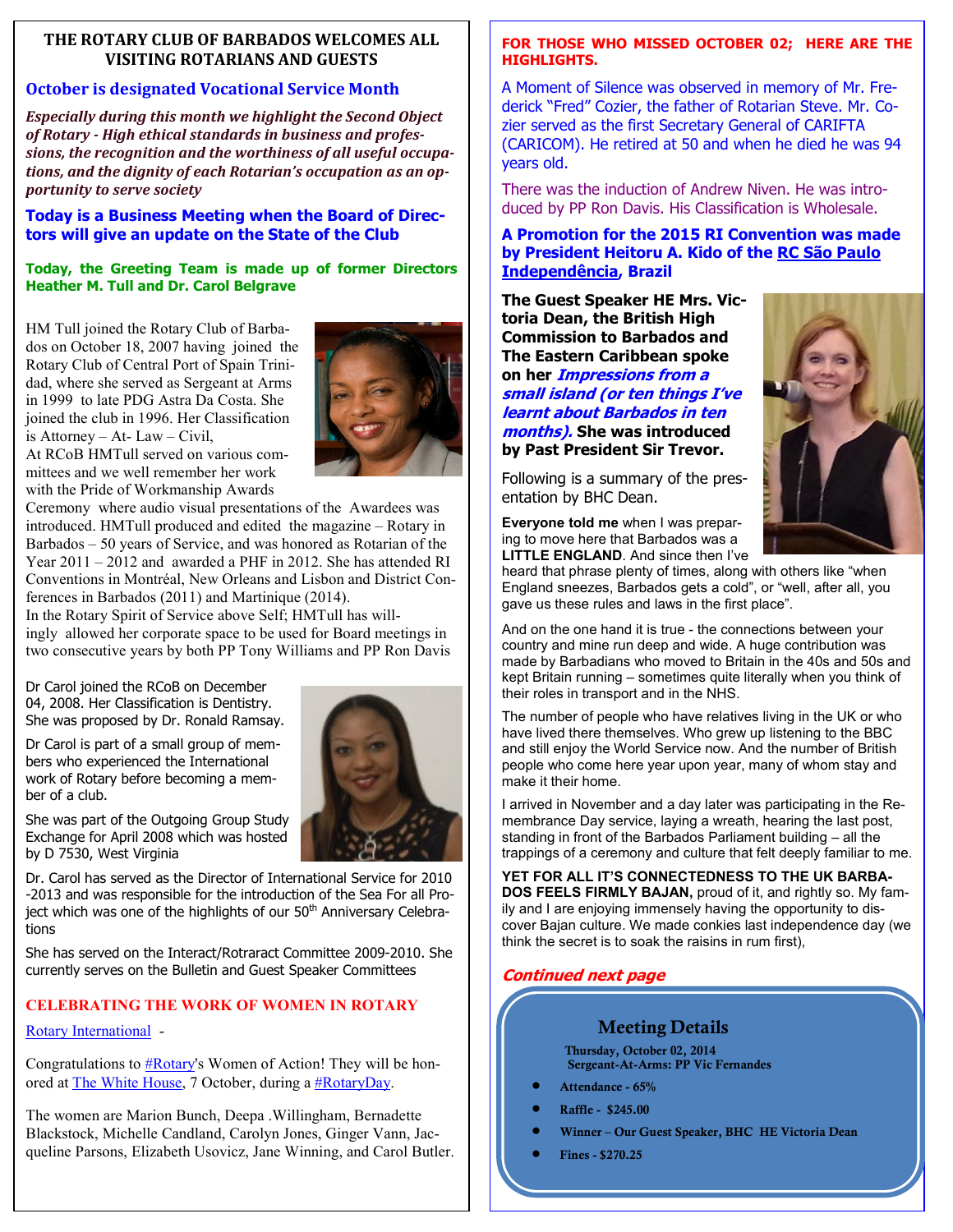## THE ROTARY CLUB OF BARBADOS WELCOMES ALL VISITING ROTARIANS AND GUESTS

### October is designated Vocational Service Month

***Especially during this month we highlight the Second Object of Rotary - High ethical standards in business and professions, the recognition and the worthiness of all useful occupations, and the dignity of each Rotarian's occupation as an opportunity to serve society***

**Today is a Business Meeting when the Board of Directors will give an update on the State of the Club**

**Today, the Greeting Team is made up of former Directors Heather M. Tull and Dr. Carol Belgrave**

HM Tull joined the Rotary Club of Barbados on October 18, 2007 having joined the Rotary Club of Central Port of Spain Trinidad, where she served as Sergeant at Arms in 1999 to late PDG Astra Da Costa. She joined the club in 1996. Her Classification is Attorney – At- Law – Civil,
At RCoB HMTull served on various committees and we well remember her work with the Pride of Workmanship Awards Ceremony where audio visual presentations of the Awardees was introduced. HMTull produced and edited the magazine – Rotary in Barbados – 50 years of Service, and was honored as Rotarian of the Year 2011 – 2012 and awarded a PHF in 2012. She has attended RI Conventions in Montréal, New Orleans and Lisbon and District Conferences in Barbados (2011) and Martinique (2014).
In the Rotary Spirit of Service above Self; HMTull has willingly allowed her corporate space to be used for Board meetings in two consecutive years by both PP Tony Williams and PP Ron Davis

Dr Carol joined the RCoB on December 04, 2008. Her Classification is Dentistry. She was proposed by Dr. Ronald Ramsay.

Dr Carol is part of a small group of members who experienced the International work of Rotary before becoming a member of a club.

She was part of the Outgoing Group Study Exchange for April 2008 which was hosted by D 7530, West Virginia

Dr. Carol has served as the Director of International Service for 2010 -2013 and was responsible for the introduction of the Sea For all Project which was one of the highlights of our 50th Anniversary Celebrations

She has served on the Interact/Rotaract Committee 2009-2010. She currently serves on the Bulletin and Guest Speaker Committees

### CELEBRATING THE WORK OF WOMEN IN ROTARY

Rotary International -

Congratulations to #Rotary's Women of Action! They will be honored at The White House, 7 October, during a #RotaryDay.

The women are Marion Bunch, Deepa .Willingham, Bernadette Blackstock, Michelle Candland, Carolyn Jones, Ginger Vann, Jacqueline Parsons, Elizabeth Usovicz, Jane Winning, and Carol Butler.

**FOR THOSE WHO MISSED OCTOBER 02; HERE ARE THE HIGHLIGHTS.**

A Moment of Silence was observed in memory of Mr. Frederick "Fred" Cozier, the father of Rotarian Steve. Mr. Cozier served as the first Secretary General of CARIFTA (CARICOM). He retired at 50 and when he died he was 94 years old.

There was the induction of Andrew Niven. He was introduced by PP Ron Davis. His Classification is Wholesale.

**A Promotion for the 2015 RI Convention was made by President Heitoru A. Kido of the RC São Paulo Independência, Brazil**

**The Guest Speaker HE Mrs. Victoria Dean, the British High Commission to Barbados and The Eastern Caribbean spoke on her *Impressions from a small island (or ten things I've learnt about Barbados in ten months).* She was introduced by Past President Sir Trevor.**

Following is a summary of the presentation by BHC Dean.

**Everyone told me** when I was preparing to move here that Barbados was a **LITTLE ENGLAND**. And since then I've heard that phrase plenty of times, along with others like "when England sneezes, Barbados gets a cold", or "well, after all, you gave us these rules and laws in the first place".

And on the one hand it is true - the connections between your country and mine run deep and wide. A huge contribution was made by Barbadians who moved to Britain in the 40s and 50s and kept Britain running – sometimes quite literally when you think of their roles in transport and in the NHS.

The number of people who have relatives living in the UK or who have lived there themselves. Who grew up listening to the BBC and still enjoy the World Service now. And the number of British people who come here year upon year, many of whom stay and make it their home.

I arrived in November and a day later was participating in the Remembrance Day service, laying a wreath, hearing the last post, standing in front of the Barbados Parliament building – all the trappings of a ceremony and culture that felt deeply familiar to me.

**YET FOR ALL IT'S CONNECTEDNESS TO THE UK BARBADOS FEELS FIRMLY BAJAN,** proud of it, and rightly so. My family and I are enjoying immensely having the opportunity to discover Bajan culture. We made conkies last independence day (we think the secret is to soak the raisins in rum first),

***Continued next page***

### Meeting Details

**Thursday, October 02, 2014**
**Sergeant-At-Arms: PP Vic Fernandes**

- **Attendance - 65%**
- **Raffle - $245.00**
- **Winner – Our Guest Speaker, BHC HE Victoria Dean**
- **Fines - $270.25**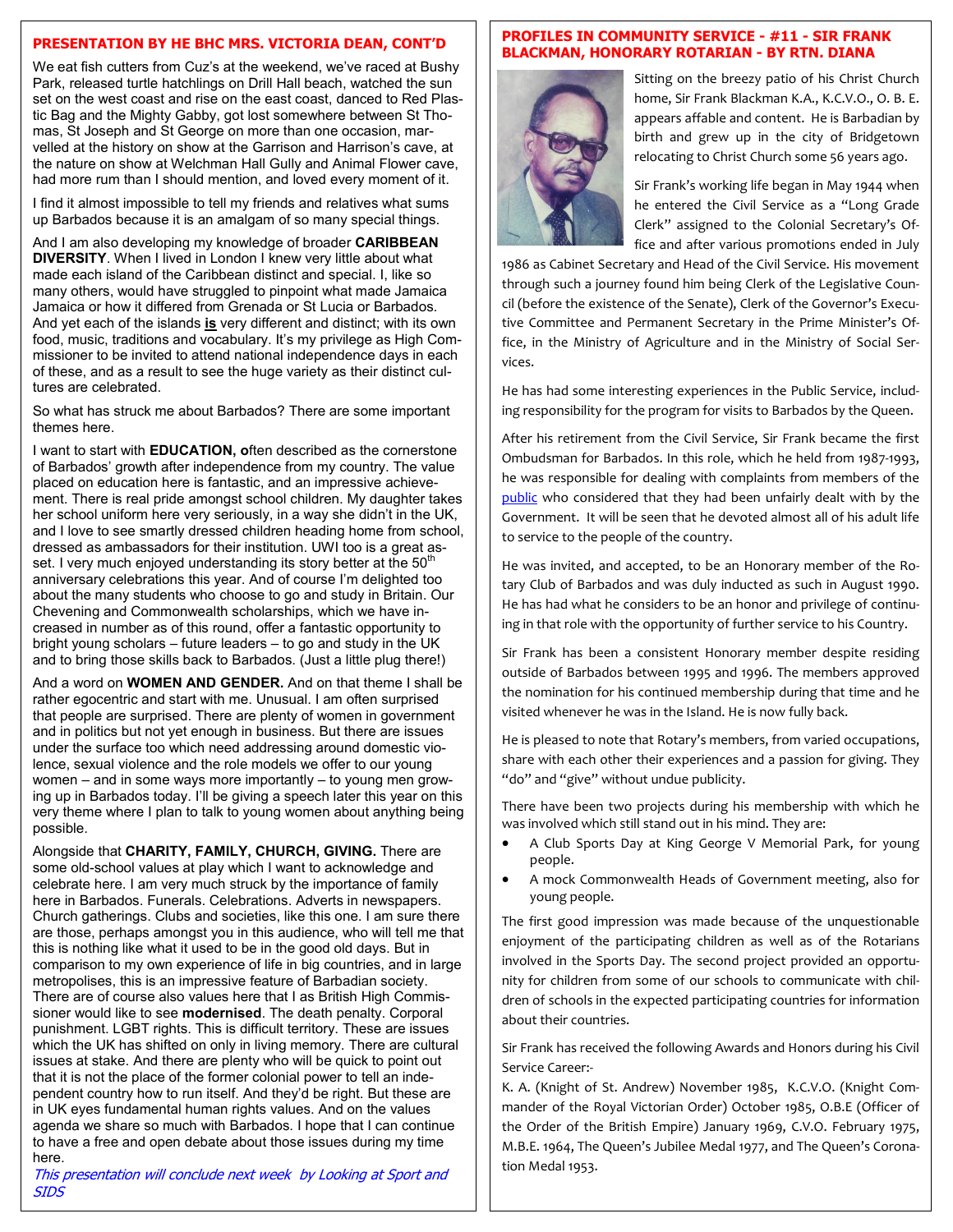## PRESENTATION BY HE BHC MRS. VICTORIA DEAN, CONT'D

We eat fish cutters from Cuz's at the weekend, we've raced at Bushy Park, released turtle hatchlings on Drill Hall beach, watched the sun set on the west coast and rise on the east coast, danced to Red Plastic Bag and the Mighty Gabby, got lost somewhere between St Thomas, St Joseph and St George on more than one occasion, marvelled at the history on show at the Garrison and Harrison's cave, at the nature on show at Welchman Hall Gully and Animal Flower cave, had more rum than I should mention, and loved every moment of it.

I find it almost impossible to tell my friends and relatives what sums up Barbados because it is an amalgam of so many special things.

And I am also developing my knowledge of broader **CARIBBEAN DIVERSITY**. When I lived in London I knew very little about what made each island of the Caribbean distinct and special. I, like so many others, would have struggled to pinpoint what made Jamaica Jamaica or how it differed from Grenada or St Lucia or Barbados. And yet each of the islands **is** very different and distinct; with its own food, music, traditions and vocabulary. It's my privilege as High Commissioner to be invited to attend national independence days in each of these, and as a result to see the huge variety as their distinct cultures are celebrated.

So what has struck me about Barbados? There are some important themes here.

I want to start with **EDUCATION, o**ften described as the cornerstone of Barbados' growth after independence from my country. The value placed on education here is fantastic, and an impressive achievement. There is real pride amongst school children. My daughter takes her school uniform here very seriously, in a way she didn't in the UK, and I love to see smartly dressed children heading home from school, dressed as ambassadors for their institution. UWI too is a great asset. I very much enjoyed understanding its story better at the 50th anniversary celebrations this year. And of course I'm delighted too about the many students who choose to go and study in Britain. Our Chevening and Commonwealth scholarships, which we have increased in number as of this round, offer a fantastic opportunity to bright young scholars – future leaders – to go and study in the UK and to bring those skills back to Barbados. (Just a little plug there!)

And a word on **WOMEN AND GENDER.** And on that theme I shall be rather egocentric and start with me. Unusual. I am often surprised that people are surprised. There are plenty of women in government and in politics but not yet enough in business. But there are issues under the surface too which need addressing around domestic violence, sexual violence and the role models we offer to our young women – and in some ways more importantly – to young men growing up in Barbados today. I'll be giving a speech later this year on this very theme where I plan to talk to young women about anything being possible.

Alongside that **CHARITY, FAMILY, CHURCH, GIVING.** There are some old-school values at play which I want to acknowledge and celebrate here. I am very much struck by the importance of family here in Barbados. Funerals. Celebrations. Adverts in newspapers. Church gatherings. Clubs and societies, like this one. I am sure there are those, perhaps amongst you in this audience, who will tell me that this is nothing like what it used to be in the good old days. But in comparison to my own experience of life in big countries, and in large metropolises, this is an impressive feature of Barbadian society. There are of course also values here that I as British High Commissioner would like to see **modernised**. The death penalty. Corporal punishment. LGBT rights. This is difficult territory. These are issues which the UK has shifted on only in living memory. There are cultural issues at stake. And there are plenty who will be quick to point out that it is not the place of the former colonial power to tell an independent country how to run itself. And they'd be right. But these are in UK eyes fundamental human rights values. And on the values agenda we share so much with Barbados. I hope that I can continue to have a free and open debate about those issues during my time here.

*This presentation will conclude next week by Looking at Sport and SIDS*

## PROFILES IN COMMUNITY SERVICE - #11 - SIR FRANK BLACKMAN, HONORARY ROTARIAN - BY RTN. DIANA

Sitting on the breezy patio of his Christ Church home, Sir Frank Blackman K.A., K.C.V.O., O. B. E. appears affable and content. He is Barbadian by birth and grew up in the city of Bridgetown relocating to Christ Church some 56 years ago.

Sir Frank's working life began in May 1944 when he entered the Civil Service as a "Long Grade Clerk" assigned to the Colonial Secretary's Office and after various promotions ended in July 1986 as Cabinet Secretary and Head of the Civil Service. His movement through such a journey found him being Clerk of the Legislative Council (before the existence of the Senate), Clerk of the Governor's Executive Committee and Permanent Secretary in the Prime Minister's Office, in the Ministry of Agriculture and in the Ministry of Social Services.

He has had some interesting experiences in the Public Service, including responsibility for the program for visits to Barbados by the Queen.

After his retirement from the Civil Service, Sir Frank became the first Ombudsman for Barbados. In this role, which he held from 1987-1993, he was responsible for dealing with complaints from members of the public who considered that they had been unfairly dealt with by the Government. It will be seen that he devoted almost all of his adult life to service to the people of the country.

He was invited, and accepted, to be an Honorary member of the Rotary Club of Barbados and was duly inducted as such in August 1990. He has had what he considers to be an honor and privilege of continuing in that role with the opportunity of further service to his Country.

Sir Frank has been a consistent Honorary member despite residing outside of Barbados between 1995 and 1996. The members approved the nomination for his continued membership during that time and he visited whenever he was in the Island. He is now fully back.

He is pleased to note that Rotary's members, from varied occupations, share with each other their experiences and a passion for giving. They "do" and "give" without undue publicity.

There have been two projects during his membership with which he was involved which still stand out in his mind. They are:

- A Club Sports Day at King George V Memorial Park, for young people.
- A mock Commonwealth Heads of Government meeting, also for young people.

The first good impression was made because of the unquestionable enjoyment of the participating children as well as of the Rotarians involved in the Sports Day. The second project provided an opportunity for children from some of our schools to communicate with children of schools in the expected participating countries for information about their countries.

Sir Frank has received the following Awards and Honors during his Civil Service Career:-

K. A. (Knight of St. Andrew) November 1985, K.C.V.O. (Knight Commander of the Royal Victorian Order) October 1985, O.B.E (Officer of the Order of the British Empire) January 1969, C.V.O. February 1975, M.B.E. 1964, The Queen's Jubilee Medal 1977, and The Queen's Coronation Medal 1953.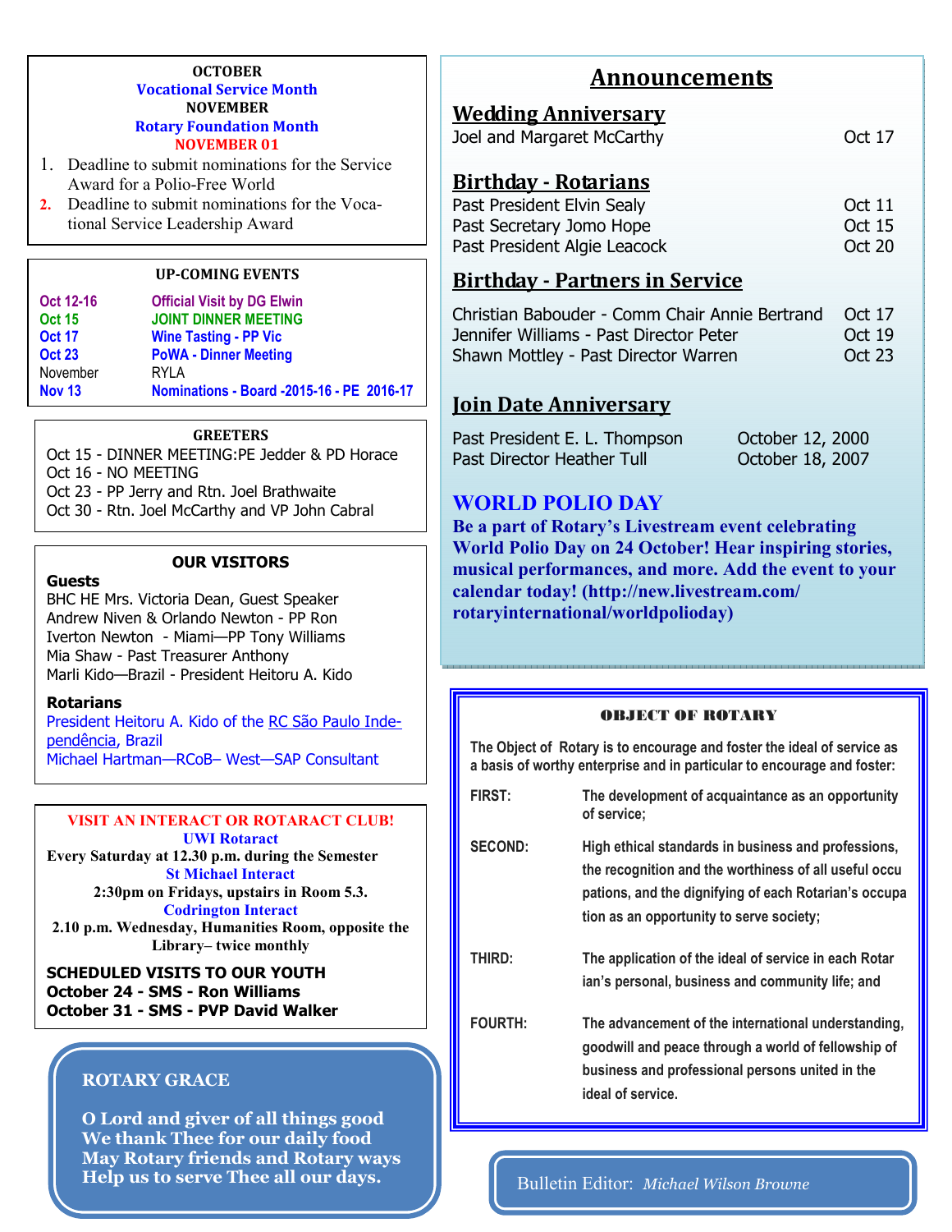**OCTOBER**
**Vocational Service Month**
**NOVEMBER**
**Rotary Foundation Month**
**NOVEMBER 01**

1. Deadline to submit nominations for the Service Award for a Polio-Free World
2. Deadline to submit nominations for the Vocational Service Leadership Award

**UP-COMING EVENTS**

| | |
|---|---|
| Oct 12-16 | Official Visit by DG Elwin |
| Oct 15 | JOINT DINNER MEETING |
| Oct 17 | Wine Tasting - PP Vic |
| Oct 23 | PoWA - Dinner Meeting |
| November | RYLA |
| Nov 13 | Nominations - Board -2015-16 - PE 2016-17 |

**GREETERS**

Oct 15 - DINNER MEETING:PE Jedder & PD Horace
Oct 16 - NO MEETING
Oct 23 - PP Jerry and Rtn. Joel Brathwaite
Oct 30 - Rtn. Joel McCarthy and VP John Cabral

**OUR VISITORS**

**Guests**

BHC HE Mrs. Victoria Dean, Guest Speaker
Andrew Niven & Orlando Newton - PP Ron
Iverton Newton - Miami—PP Tony Williams
Mia Shaw - Past Treasurer Anthony
Marli Kido—Brazil - President Heitoru A. Kido

**Rotarians**

President Heitoru A. Kido of the RC São Paulo Independência, Brazil
Michael Hartman—RCoB– West—SAP Consultant

**VISIT AN INTERACT OR ROTARACT CLUB!**

**UWI Rotaract**
Every Saturday at 12.30 p.m. during the Semester
**St Michael Interact**
2:30pm on Fridays, upstairs in Room 5.3.
**Codrington Interact**
2.10 p.m. Wednesday, Humanities Room, opposite the Library– twice monthly

**SCHEDULED VISITS TO OUR YOUTH**
**October 24 - SMS - Ron Williams**
**October 31 - SMS - PVP David Walker**

**ROTARY GRACE**

**O Lord and giver of all things good**
**We thank Thee for our daily food**
**May Rotary friends and Rotary ways**
**Help us to serve Thee all our days.**

# Announcements

## Wedding Anniversary

| | |
|---|---|
| Joel and Margaret McCarthy | Oct 17 |

## Birthday - Rotarians

| | |
|---|---|
| Past President Elvin Sealy | Oct 11 |
| Past Secretary Jomo Hope | Oct 15 |
| Past President Algie Leacock | Oct 20 |

## Birthday - Partners in Service

| | |
|---|---|
| Christian Babouder - Comm Chair Annie Bertrand | Oct 17 |
| Jennifer Williams - Past Director Peter | Oct 19 |
| Shawn Mottley - Past Director Warren | Oct 23 |

## Join Date Anniversary

| | |
|---|---|
| Past President E. L. Thompson | October 12, 2000 |
| Past Director Heather Tull | October 18, 2007 |

## WORLD POLIO DAY

**Be a part of Rotary's Livestream event celebrating World Polio Day on 24 October! Hear inspiring stories, musical performances, and more. Add the event to your calendar today! (http://new.livestream.com/rotaryinternational/worldpolioday)**

**OBJECT OF ROTARY**

**The Object of Rotary is to encourage and foster the ideal of service as a basis of worthy enterprise and in particular to encourage and foster:**

**FIRST:** The development of acquaintance as an opportunity of service;

**SECOND:** High ethical standards in business and professions, the recognition and the worthiness of all useful occupations, and the dignifying of each Rotarian's occupation as an opportunity to serve society;

**THIRD:** The application of the ideal of service in each Rotarian's personal, business and community life; and

**FOURTH:** The advancement of the international understanding, goodwill and peace through a world of fellowship of business and professional persons united in the ideal of service.

Bulletin Editor: *Michael Wilson Browne*